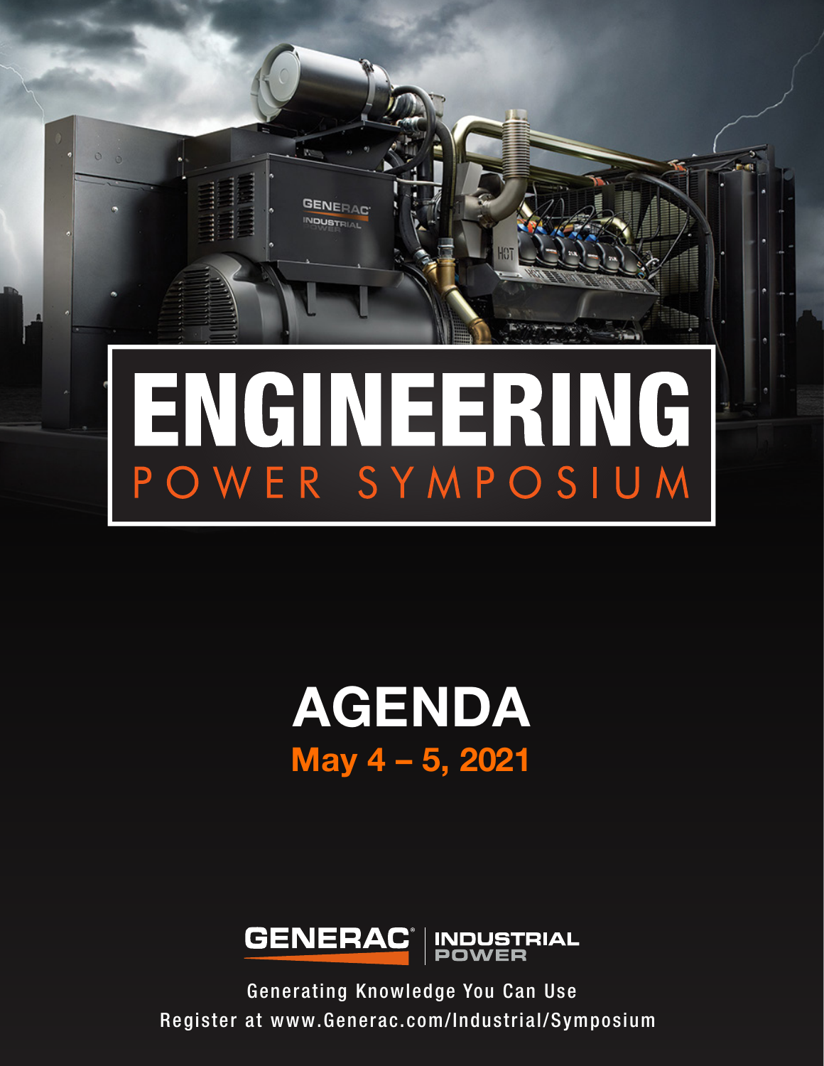# ENGINEERING

## POWER SYMPOSIUM

# AGENDA

**May 4 – 5, 2021**

GENERAC | INDUSTRIAL POWER

Generating Knowledge You Can Use

Register at www.Generac.com/Industrial/Symposium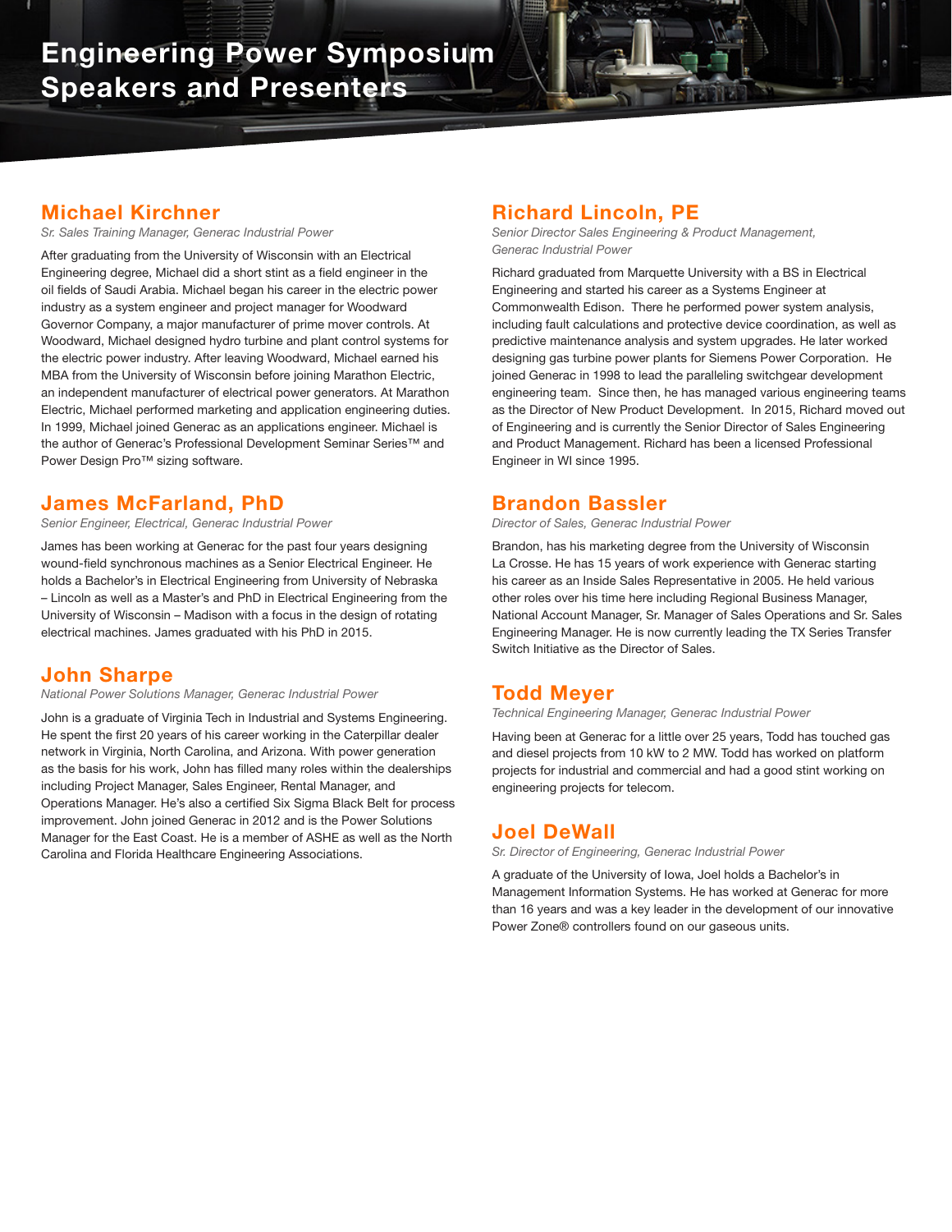# Engineering Power Symposium Speakers and Presenters

## Michael Kirchner

*Sr. Sales Training Manager, Generac Industrial Power*

After graduating from the University of Wisconsin with an Electrical Engineering degree, Michael did a short stint as a field engineer in the oil fields of Saudi Arabia. Michael began his career in the electric power industry as a system engineer and project manager for Woodward Governor Company, a major manufacturer of prime mover controls. At Woodward, Michael designed hydro turbine and plant control systems for the electric power industry. After leaving Woodward, Michael earned his MBA from the University of Wisconsin before joining Marathon Electric, an independent manufacturer of electrical power generators. At Marathon Electric, Michael performed marketing and application engineering duties. In 1999, Michael joined Generac as an applications engineer. Michael is the author of Generac's Professional Development Seminar Series™ and Power Design Pro™ sizing software.

## James McFarland, PhD

*Senior Engineer, Electrical, Generac Industrial Power*

James has been working at Generac for the past four years designing wound-field synchronous machines as a Senior Electrical Engineer. He holds a Bachelor's in Electrical Engineering from University of Nebraska – Lincoln as well as a Master's and PhD in Electrical Engineering from the University of Wisconsin – Madison with a focus in the design of rotating electrical machines. James graduated with his PhD in 2015.

## John Sharpe

*National Power Solutions Manager, Generac Industrial Power*

John is a graduate of Virginia Tech in Industrial and Systems Engineering. He spent the first 20 years of his career working in the Caterpillar dealer network in Virginia, North Carolina, and Arizona. With power generation as the basis for his work, John has filled many roles within the dealerships including Project Manager, Sales Engineer, Rental Manager, and Operations Manager. He's also a certified Six Sigma Black Belt for process improvement. John joined Generac in 2012 and is the Power Solutions Manager for the East Coast. He is a member of ASHE as well as the North Carolina and Florida Healthcare Engineering Associations.

## Richard Lincoln, PE

*Senior Director Sales Engineering & Product Management, Generac Industrial Power*

Richard graduated from Marquette University with a BS in Electrical Engineering and started his career as a Systems Engineer at Commonwealth Edison. There he performed power system analysis, including fault calculations and protective device coordination, as well as predictive maintenance analysis and system upgrades. He later worked designing gas turbine power plants for Siemens Power Corporation. He joined Generac in 1998 to lead the paralleling switchgear development engineering team. Since then, he has managed various engineering teams as the Director of New Product Development. In 2015, Richard moved out of Engineering and is currently the Senior Director of Sales Engineering and Product Management. Richard has been a licensed Professional Engineer in WI since 1995.

## Brandon Bassler

*Director of Sales, Generac Industrial Power*

Brandon, has his marketing degree from the University of Wisconsin La Crosse. He has 15 years of work experience with Generac starting his career as an Inside Sales Representative in 2005. He held various other roles over his time here including Regional Business Manager, National Account Manager, Sr. Manager of Sales Operations and Sr. Sales Engineering Manager. He is now currently leading the TX Series Transfer Switch Initiative as the Director of Sales.

## Todd Meyer

*Technical Engineering Manager, Generac Industrial Power*

Having been at Generac for a little over 25 years, Todd has touched gas and diesel projects from 10 kW to 2 MW. Todd has worked on platform projects for industrial and commercial and had a good stint working on engineering projects for telecom.

## Joel DeWall

*Sr. Director of Engineering, Generac Industrial Power*

A graduate of the University of Iowa, Joel holds a Bachelor's in Management Information Systems. He has worked at Generac for more than 16 years and was a key leader in the development of our innovative Power Zone® controllers found on our gaseous units.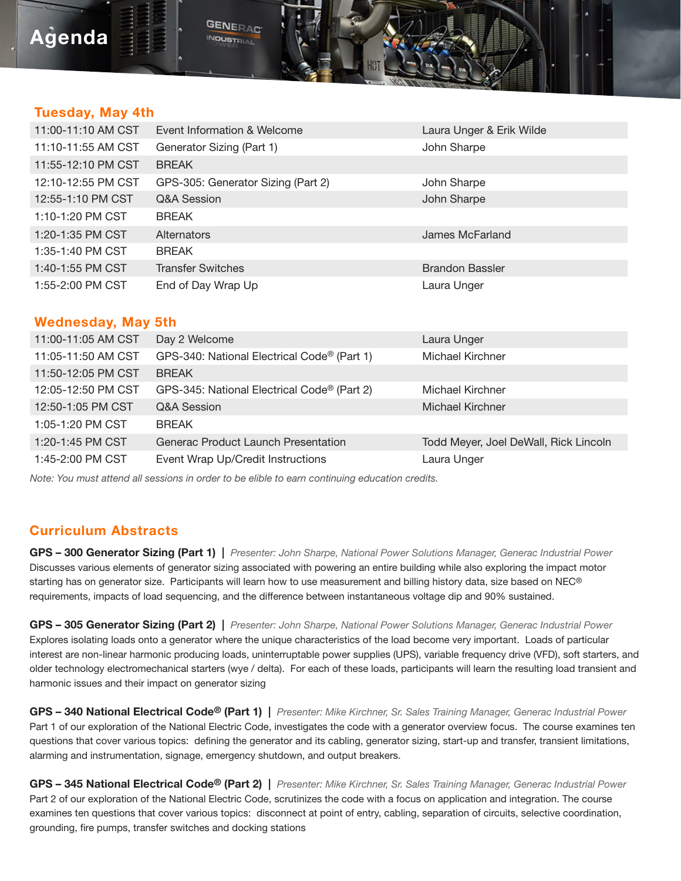# Agenda

## Tuesday, May 4th

| Time | Session | Presenter |
|---|---|---|
| 11:00-11:10 AM CST | Event Information & Welcome | Laura Unger & Erik Wilde |
| 11:10-11:55 AM CST | Generator Sizing (Part 1) | John Sharpe |
| 11:55-12:10 PM CST | BREAK | |
| 12:10-12:55 PM CST | GPS-305: Generator Sizing (Part 2) | John Sharpe |
| 12:55-1:10 PM CST | Q&A Session | John Sharpe |
| 1:10-1:20 PM CST | BREAK | |
| 1:20-1:35 PM CST | Alternators | James McFarland |
| 1:35-1:40 PM CST | BREAK | |
| 1:40-1:55 PM CST | Transfer Switches | Brandon Bassler |
| 1:55-2:00 PM CST | End of Day Wrap Up | Laura Unger |

## Wednesday, May 5th

| Time | Session | Presenter |
|---|---|---|
| 11:00-11:05 AM CST | Day 2 Welcome | Laura Unger |
| 11:05-11:50 AM CST | GPS-340: National Electrical Code® (Part 1) | Michael Kirchner |
| 11:50-12:05 PM CST | BREAK | |
| 12:05-12:50 PM CST | GPS-345: National Electrical Code® (Part 2) | Michael Kirchner |
| 12:50-1:05 PM CST | Q&A Session | Michael Kirchner |
| 1:05-1:20 PM CST | BREAK | |
| 1:20-1:45 PM CST | Generac Product Launch Presentation | Todd Meyer, Joel DeWall, Rick Lincoln |
| 1:45-2:00 PM CST | Event Wrap Up/Credit Instructions | Laura Unger |

*Note: You must attend all sessions in order to be elible to earn continuing education credits.*

## Curriculum Abstracts

**GPS – 300 Generator Sizing (Part 1)** | *Presenter: John Sharpe, National Power Solutions Manager, Generac Industrial Power*
Discusses various elements of generator sizing associated with powering an entire building while also exploring the impact motor starting has on generator size. Participants will learn how to use measurement and billing history data, size based on NEC® requirements, impacts of load sequencing, and the difference between instantaneous voltage dip and 90% sustained.

**GPS – 305 Generator Sizing (Part 2)** | *Presenter: John Sharpe, National Power Solutions Manager, Generac Industrial Power*
Explores isolating loads onto a generator where the unique characteristics of the load become very important. Loads of particular interest are non-linear harmonic producing loads, uninterruptable power supplies (UPS), variable frequency drive (VFD), soft starters, and older technology electromechanical starters (wye / delta). For each of these loads, participants will learn the resulting load transient and harmonic issues and their impact on generator sizing

**GPS – 340 National Electrical Code® (Part 1)** | *Presenter: Mike Kirchner, Sr. Sales Training Manager, Generac Industrial Power*
Part 1 of our exploration of the National Electric Code, investigates the code with a generator overview focus. The course examines ten questions that cover various topics: defining the generator and its cabling, generator sizing, start-up and transfer, transient limitations, alarming and instrumentation, signage, emergency shutdown, and output breakers.

**GPS – 345 National Electrical Code® (Part 2)** | *Presenter: Mike Kirchner, Sr. Sales Training Manager, Generac Industrial Power*
Part 2 of our exploration of the National Electric Code, scrutinizes the code with a focus on application and integration. The course examines ten questions that cover various topics: disconnect at point of entry, cabling, separation of circuits, selective coordination, grounding, fire pumps, transfer switches and docking stations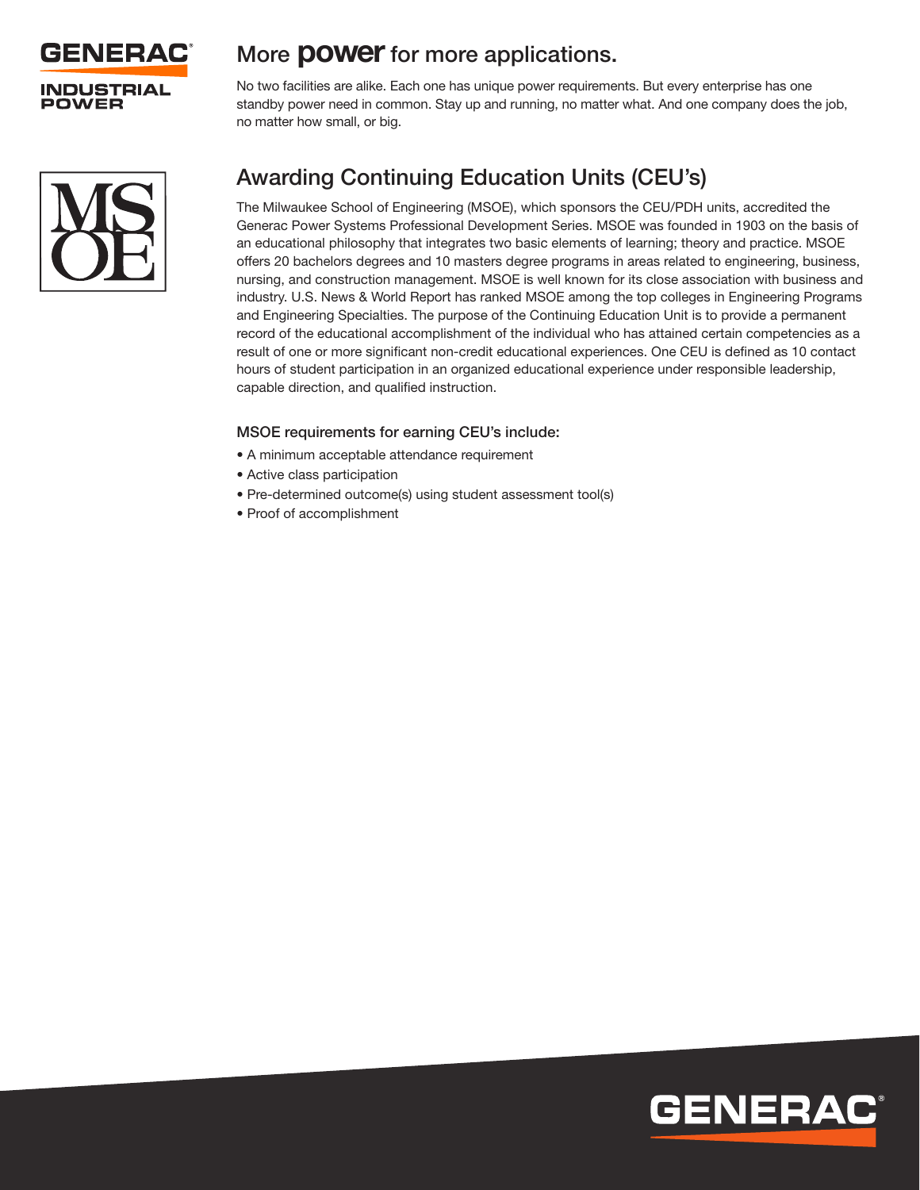GENERAC

INDUSTRIAL POWER

# More **power** for more applications.

No two facilities are alike. Each one has unique power requirements. But every enterprise has one standby power need in common. Stay up and running, no matter what. And one company does the job, no matter how small, or big.

MSOE

## Awarding Continuing Education Units (CEU's)

The Milwaukee School of Engineering (MSOE), which sponsors the CEU/PDH units, accredited the Generac Power Systems Professional Development Series. MSOE was founded in 1903 on the basis of an educational philosophy that integrates two basic elements of learning; theory and practice. MSOE offers 20 bachelors degrees and 10 masters degree programs in areas related to engineering, business, nursing, and construction management. MSOE is well known for its close association with business and industry. U.S. News & World Report has ranked MSOE among the top colleges in Engineering Programs and Engineering Specialties. The purpose of the Continuing Education Unit is to provide a permanent record of the educational accomplishment of the individual who has attained certain competencies as a result of one or more significant non-credit educational experiences. One CEU is defined as 10 contact hours of student participation in an organized educational experience under responsible leadership, capable direction, and qualified instruction.

### MSOE requirements for earning CEU's include:

- A minimum acceptable attendance requirement
- Active class participation
- Pre-determined outcome(s) using student assessment tool(s)
- Proof of accomplishment

GENERAC